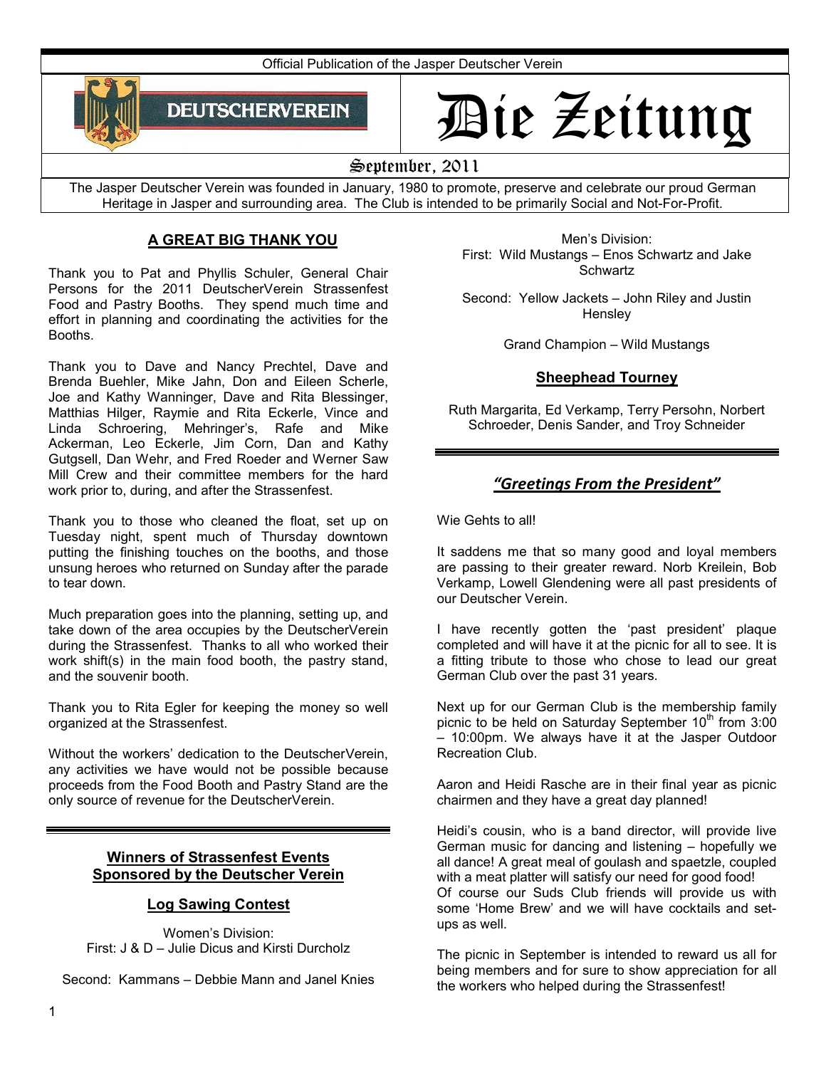Official Publication of the Jasper Deutscher Verein

DEUTSCHERVEREIN

# Die Zeitung

September, 2011

The Jasper Deutscher Verein was founded in January, 1980 to promote, preserve and celebrate our proud German Heritage in Jasper and surrounding area. The Club is intended to be primarily Social and Not-For-Profit.

## A GREAT BIG THANK YOU

Thank you to Pat and Phyllis Schuler, General Chair Persons for the 2011 DeutscherVerein Strassenfest Food and Pastry Booths. They spend much time and effort in planning and coordinating the activities for the Booths.

Thank you to Dave and Nancy Prechtel, Dave and Brenda Buehler, Mike Jahn, Don and Eileen Scherle, Joe and Kathy Wanninger, Dave and Rita Blessinger, Matthias Hilger, Raymie and Rita Eckerle, Vince and Linda Schroering, Mehringer's, Rafe and Mike Ackerman, Leo Eckerle, Jim Corn, Dan and Kathy Gutgsell, Dan Wehr, and Fred Roeder and Werner Saw Mill Crew and their committee members for the hard work prior to, during, and after the Strassenfest.

Thank you to those who cleaned the float, set up on Tuesday night, spent much of Thursday downtown putting the finishing touches on the booths, and those unsung heroes who returned on Sunday after the parade to tear down.

Much preparation goes into the planning, setting up, and take down of the area occupies by the DeutscherVerein during the Strassenfest. Thanks to all who worked their work shift(s) in the main food booth, the pastry stand, and the souvenir booth.

Thank you to Rita Egler for keeping the money so well organized at the Strassenfest.

Without the workers' dedication to the DeutscherVerein, any activities we have would not be possible because proceeds from the Food Booth and Pastry Stand are the only source of revenue for the DeutscherVerein.

## Winners of Strassenfest Events Sponsored by the Deutscher Verein

### Log Sawing Contest

Women's Division:
First: J & D – Julie Dicus and Kirsti Durcholz

Second: Kammans – Debbie Mann and Janel Knies

Men's Division:
First: Wild Mustangs – Enos Schwartz and Jake Schwartz

Second: Yellow Jackets – John Riley and Justin Hensley

Grand Champion – Wild Mustangs

### Sheephead Tourney

Ruth Margarita, Ed Verkamp, Terry Persohn, Norbert Schroeder, Denis Sander, and Troy Schneider

## *"Greetings From the President"*

Wie Gehts to all!

It saddens me that so many good and loyal members are passing to their greater reward. Norb Kreilein, Bob Verkamp, Lowell Glendening were all past presidents of our Deutscher Verein.

I have recently gotten the 'past president' plaque completed and will have it at the picnic for all to see. It is a fitting tribute to those who chose to lead our great German Club over the past 31 years.

Next up for our German Club is the membership family picnic to be held on Saturday September 10th from 3:00 – 10:00pm. We always have it at the Jasper Outdoor Recreation Club.

Aaron and Heidi Rasche are in their final year as picnic chairmen and they have a great day planned!

Heidi's cousin, who is a band director, will provide live German music for dancing and listening – hopefully we all dance! A great meal of goulash and spaetzle, coupled with a meat platter will satisfy our need for good food! Of course our Suds Club friends will provide us with some 'Home Brew' and we will have cocktails and set-ups as well.

The picnic in September is intended to reward us all for being members and for sure to show appreciation for all the workers who helped during the Strassenfest!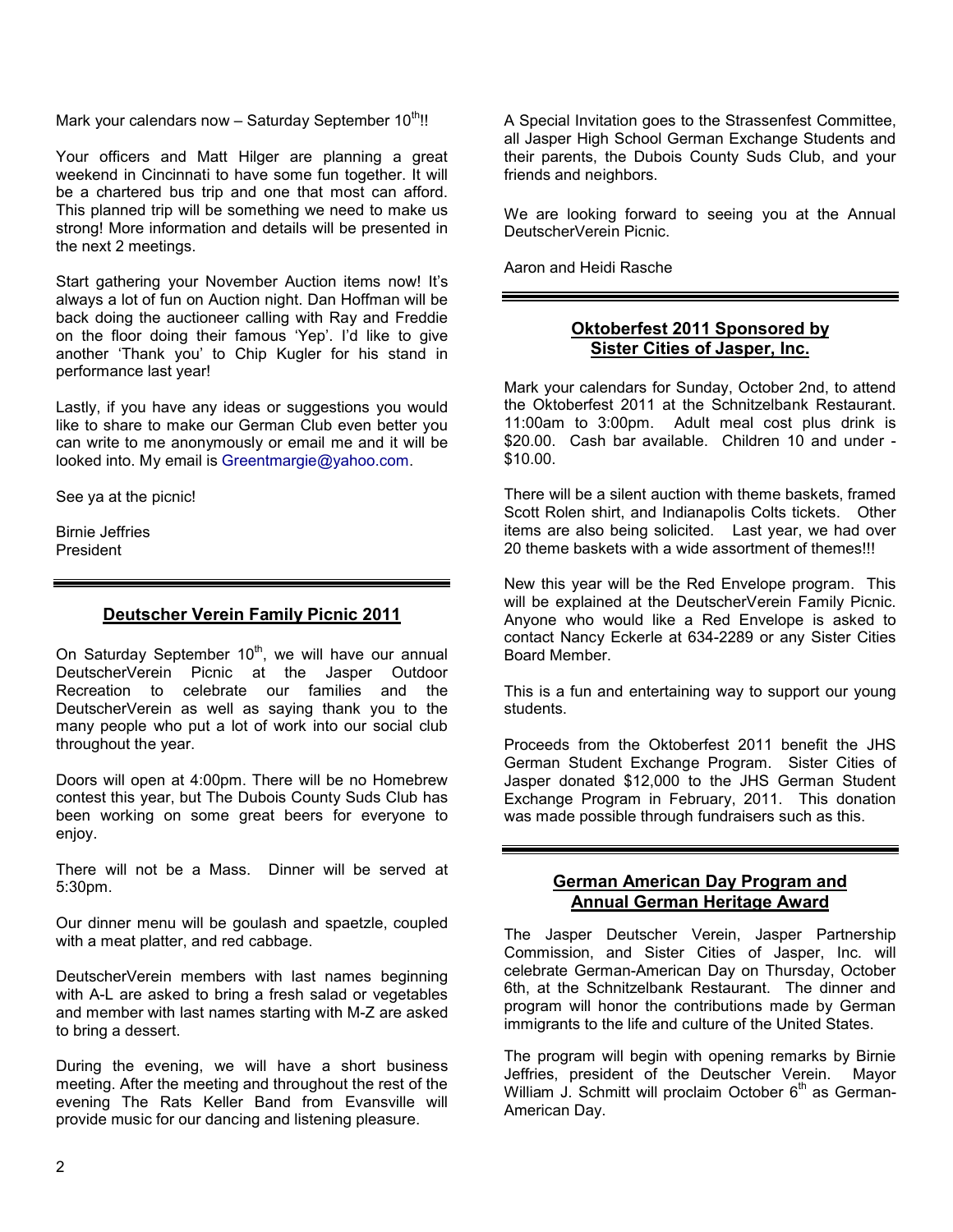Mark your calendars now – Saturday September 10th!!

Your officers and Matt Hilger are planning a great weekend in Cincinnati to have some fun together. It will be a chartered bus trip and one that most can afford. This planned trip will be something we need to make us strong! More information and details will be presented in the next 2 meetings.

Start gathering your November Auction items now! It's always a lot of fun on Auction night. Dan Hoffman will be back doing the auctioneer calling with Ray and Freddie on the floor doing their famous 'Yep'. I'd like to give another 'Thank you' to Chip Kugler for his stand in performance last year!

Lastly, if you have any ideas or suggestions you would like to share to make our German Club even better you can write to me anonymously or email me and it will be looked into. My email is Greentmargie@yahoo.com.

See ya at the picnic!

Birnie Jeffries
President

---

## Deutscher Verein Family Picnic 2011

On Saturday September 10th, we will have our annual DeutscherVerein Picnic at the Jasper Outdoor Recreation to celebrate our families and the DeutscherVerein as well as saying thank you to the many people who put a lot of work into our social club throughout the year.

Doors will open at 4:00pm. There will be no Homebrew contest this year, but The Dubois County Suds Club has been working on some great beers for everyone to enjoy.

There will not be a Mass. Dinner will be served at 5:30pm.

Our dinner menu will be goulash and spaetzle, coupled with a meat platter, and red cabbage.

DeutscherVerein members with last names beginning with A-L are asked to bring a fresh salad or vegetables and member with last names starting with M-Z are asked to bring a dessert.

During the evening, we will have a short business meeting. After the meeting and throughout the rest of the evening The Rats Keller Band from Evansville will provide music for our dancing and listening pleasure.

A Special Invitation goes to the Strassenfest Committee, all Jasper High School German Exchange Students and their parents, the Dubois County Suds Club, and your friends and neighbors.

We are looking forward to seeing you at the Annual DeutscherVerein Picnic.

Aaron and Heidi Rasche

---

## Oktoberfest 2011 Sponsored by Sister Cities of Jasper, Inc.

Mark your calendars for Sunday, October 2nd, to attend the Oktoberfest 2011 at the Schnitzelbank Restaurant. 11:00am to 3:00pm. Adult meal cost plus drink is $20.00. Cash bar available. Children 10 and under - $10.00.

There will be a silent auction with theme baskets, framed Scott Rolen shirt, and Indianapolis Colts tickets. Other items are also being solicited. Last year, we had over 20 theme baskets with a wide assortment of themes!!!

New this year will be the Red Envelope program. This will be explained at the DeutscherVerein Family Picnic. Anyone who would like a Red Envelope is asked to contact Nancy Eckerle at 634-2289 or any Sister Cities Board Member.

This is a fun and entertaining way to support our young students.

Proceeds from the Oktoberfest 2011 benefit the JHS German Student Exchange Program. Sister Cities of Jasper donated $12,000 to the JHS German Student Exchange Program in February, 2011. This donation was made possible through fundraisers such as this.

---

## German American Day Program and Annual German Heritage Award

The Jasper Deutscher Verein, Jasper Partnership Commission, and Sister Cities of Jasper, Inc. will celebrate German-American Day on Thursday, October 6th, at the Schnitzelbank Restaurant. The dinner and program will honor the contributions made by German immigrants to the life and culture of the United States.

The program will begin with opening remarks by Birnie Jeffries, president of the Deutscher Verein. Mayor William J. Schmitt will proclaim October 6th as German-American Day.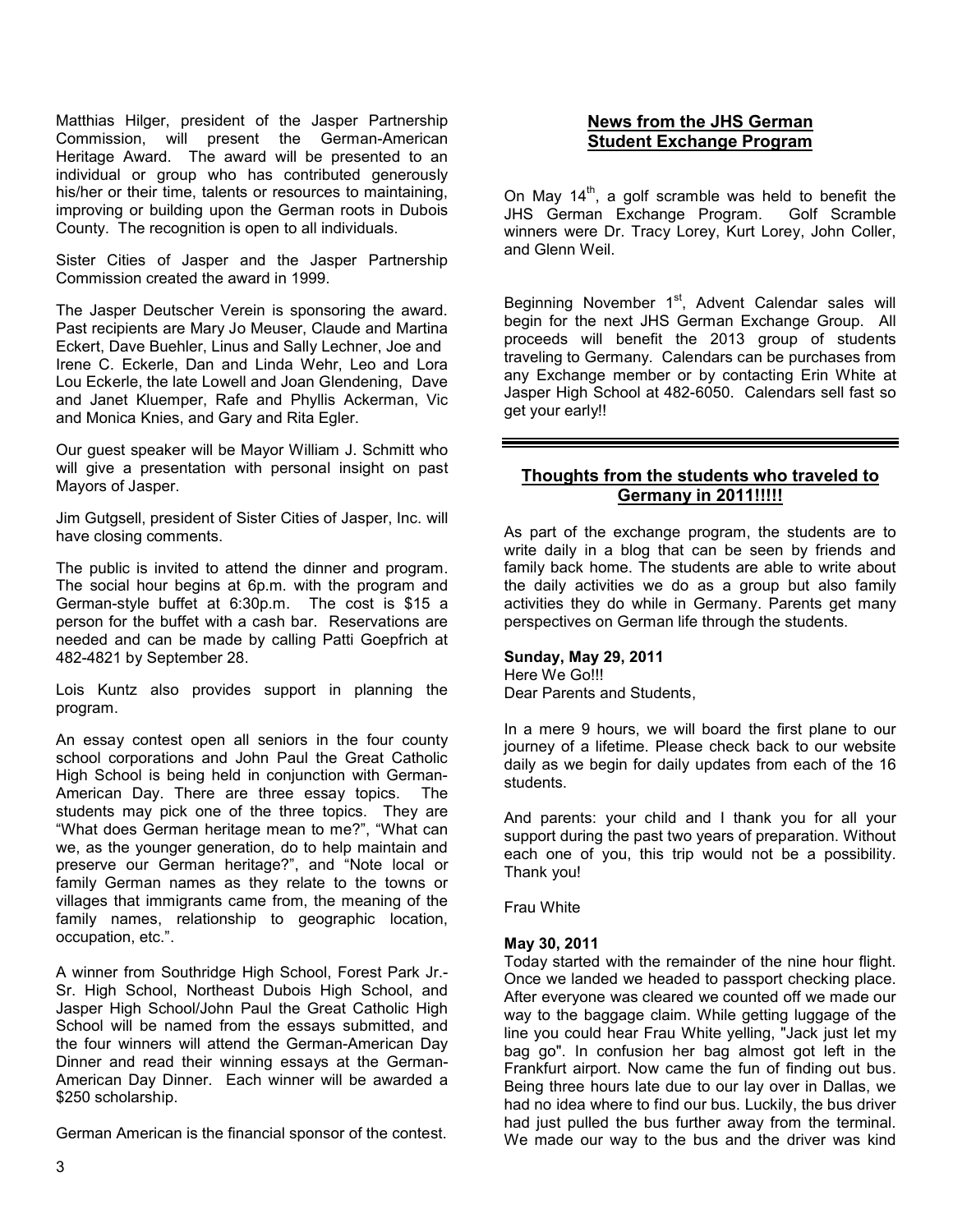Matthias Hilger, president of the Jasper Partnership Commission, will present the German-American Heritage Award. The award will be presented to an individual or group who has contributed generously his/her or their time, talents or resources to maintaining, improving or building upon the German roots in Dubois County. The recognition is open to all individuals.

Sister Cities of Jasper and the Jasper Partnership Commission created the award in 1999.

The Jasper Deutscher Verein is sponsoring the award. Past recipients are Mary Jo Meuser, Claude and Martina Eckert, Dave Buehler, Linus and Sally Lechner, Joe and Irene C. Eckerle, Dan and Linda Wehr, Leo and Lora Lou Eckerle, the late Lowell and Joan Glendening, Dave and Janet Kluemper, Rafe and Phyllis Ackerman, Vic and Monica Knies, and Gary and Rita Egler.

Our guest speaker will be Mayor William J. Schmitt who will give a presentation with personal insight on past Mayors of Jasper.

Jim Gutgsell, president of Sister Cities of Jasper, Inc. will have closing comments.

The public is invited to attend the dinner and program. The social hour begins at 6p.m. with the program and German-style buffet at 6:30p.m. The cost is $15 a person for the buffet with a cash bar. Reservations are needed and can be made by calling Patti Goepfrich at 482-4821 by September 28.

Lois Kuntz also provides support in planning the program.

An essay contest open all seniors in the four county school corporations and John Paul the Great Catholic High School is being held in conjunction with German-American Day. There are three essay topics. The students may pick one of the three topics. They are "What does German heritage mean to me?", "What can we, as the younger generation, do to help maintain and preserve our German heritage?", and "Note local or family German names as they relate to the towns or villages that immigrants came from, the meaning of the family names, relationship to geographic location, occupation, etc.".

A winner from Southridge High School, Forest Park Jr.-Sr. High School, Northeast Dubois High School, and Jasper High School/John Paul the Great Catholic High School will be named from the essays submitted, and the four winners will attend the German-American Day Dinner and read their winning essays at the German-American Day Dinner. Each winner will be awarded a $250 scholarship.

German American is the financial sponsor of the contest.

## News from the JHS German Student Exchange Program

On May 14th, a golf scramble was held to benefit the JHS German Exchange Program. Golf Scramble winners were Dr. Tracy Lorey, Kurt Lorey, John Coller, and Glenn Weil.

Beginning November 1st, Advent Calendar sales will begin for the next JHS German Exchange Group. All proceeds will benefit the 2013 group of students traveling to Germany. Calendars can be purchases from any Exchange member or by contacting Erin White at Jasper High School at 482-6050. Calendars sell fast so get your early!!

---

## Thoughts from the students who traveled to Germany in 2011!!!!!

As part of the exchange program, the students are to write daily in a blog that can be seen by friends and family back home. The students are able to write about the daily activities we do as a group but also family activities they do while in Germany. Parents get many perspectives on German life through the students.

**Sunday, May 29, 2011**
Here We Go!!!
Dear Parents and Students,

In a mere 9 hours, we will board the first plane to our journey of a lifetime. Please check back to our website daily as we begin for daily updates from each of the 16 students.

And parents: your child and I thank you for all your support during the past two years of preparation. Without each one of you, this trip would not be a possibility. Thank you!

Frau White

**May 30, 2011**
Today started with the remainder of the nine hour flight. Once we landed we headed to passport checking place. After everyone was cleared we counted off we made our way to the baggage claim. While getting luggage of the line you could hear Frau White yelling, "Jack just let my bag go". In confusion her bag almost got left in the Frankfurt airport. Now came the fun of finding out bus. Being three hours late due to our lay over in Dallas, we had no idea where to find our bus. Luckily, the bus driver had just pulled the bus further away from the terminal. We made our way to the bus and the driver was kind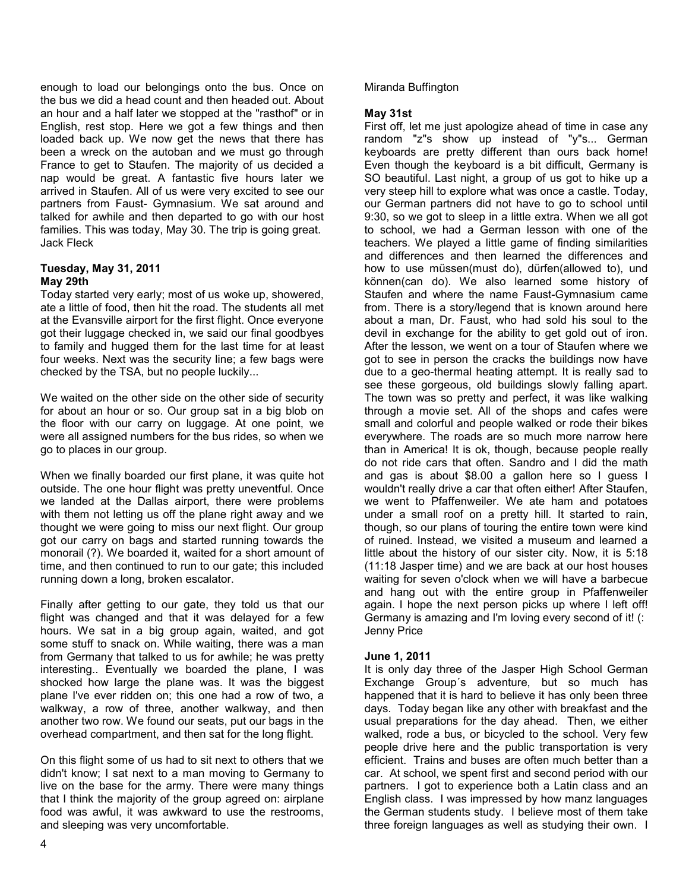enough to load our belongings onto the bus. Once on the bus we did a head count and then headed out. About an hour and a half later we stopped at the "rasthof" or in English, rest stop. Here we got a few things and then loaded back up. We now get the news that there has been a wreck on the autoban and we must go through France to get to Staufen. The majority of us decided a nap would be great. A fantastic five hours later we arrived in Staufen. All of us were very excited to see our partners from Faust- Gymnasium. We sat around and talked for awhile and then departed to go with our host families. This was today, May 30. The trip is going great.
Jack Fleck

**Tuesday, May 31, 2011**
**May 29th**

Today started very early; most of us woke up, showered, ate a little of food, then hit the road. The students all met at the Evansville airport for the first flight. Once everyone got their luggage checked in, we said our final goodbyes to family and hugged them for the last time for at least four weeks. Next was the security line; a few bags were checked by the TSA, but no people luckily...

We waited on the other side on the other side of security for about an hour or so. Our group sat in a big blob on the floor with our carry on luggage. At one point, we were all assigned numbers for the bus rides, so when we go to places in our group.

When we finally boarded our first plane, it was quite hot outside. The one hour flight was pretty uneventful. Once we landed at the Dallas airport, there were problems with them not letting us off the plane right away and we thought we were going to miss our next flight. Our group got our carry on bags and started running towards the monorail (?). We boarded it, waited for a short amount of time, and then continued to run to our gate; this included running down a long, broken escalator.

Finally after getting to our gate, they told us that our flight was changed and that it was delayed for a few hours. We sat in a big group again, waited, and got some stuff to snack on. While waiting, there was a man from Germany that talked to us for awhile; he was pretty interesting.. Eventually we boarded the plane, I was shocked how large the plane was. It was the biggest plane I've ever ridden on; this one had a row of two, a walkway, a row of three, another walkway, and then another two row. We found our seats, put our bags in the overhead compartment, and then sat for the long flight.

On this flight some of us had to sit next to others that we didn't know; I sat next to a man moving to Germany to live on the base for the army. There were many things that I think the majority of the group agreed on: airplane food was awful, it was awkward to use the restrooms, and sleeping was very uncomfortable.

Miranda Buffington

**May 31st**

First off, let me just apologize ahead of time in case any random "z"s show up instead of "y"s... German keyboards are pretty different than ours back home! Even though the keyboard is a bit difficult, Germany is SO beautiful. Last night, a group of us got to hike up a very steep hill to explore what was once a castle. Today, our German partners did not have to go to school until 9:30, so we got to sleep in a little extra. When we all got to school, we had a German lesson with one of the teachers. We played a little game of finding similarities and differences and then learned the differences and how to use müssen(must do), dürfen(allowed to), und können(can do). We also learned some history of Staufen and where the name Faust-Gymnasium came from. There is a story/legend that is known around here about a man, Dr. Faust, who had sold his soul to the devil in exchange for the ability to get gold out of iron. After the lesson, we went on a tour of Staufen where we got to see in person the cracks the buildings now have due to a geo-thermal heating attempt. It is really sad to see these gorgeous, old buildings slowly falling apart. The town was so pretty and perfect, it was like walking through a movie set. All of the shops and cafes were small and colorful and people walked or rode their bikes everywhere. The roads are so much more narrow here than in America! It is ok, though, because people really do not ride cars that often. Sandro and I did the math and gas is about $8.00 a gallon here so I guess I wouldn't really drive a car that often either! After Staufen, we went to Pfaffenweiler. We ate ham and potatoes under a small roof on a pretty hill. It started to rain, though, so our plans of touring the entire town were kind of ruined. Instead, we visited a museum and learned a little about the history of our sister city. Now, it is 5:18 (11:18 Jasper time) and we are back at our host houses waiting for seven o'clock when we will have a barbecue and hang out with the entire group in Pfaffenweiler again. I hope the next person picks up where I left off! Germany is amazing and I'm loving every second of it! (:
Jenny Price

**June 1, 2011**

It is only day three of the Jasper High School German Exchange Group´s adventure, but so much has happened that it is hard to believe it has only been three days. Today began like any other with breakfast and the usual preparations for the day ahead. Then, we either walked, rode a bus, or bicycled to the school. Very few people drive here and the public transportation is very efficient. Trains and buses are often much better than a car. At school, we spent first and second period with our partners. I got to experience both a Latin class and an English class. I was impressed by how manz languages the German students study. I believe most of them take three foreign languages as well as studying their own. I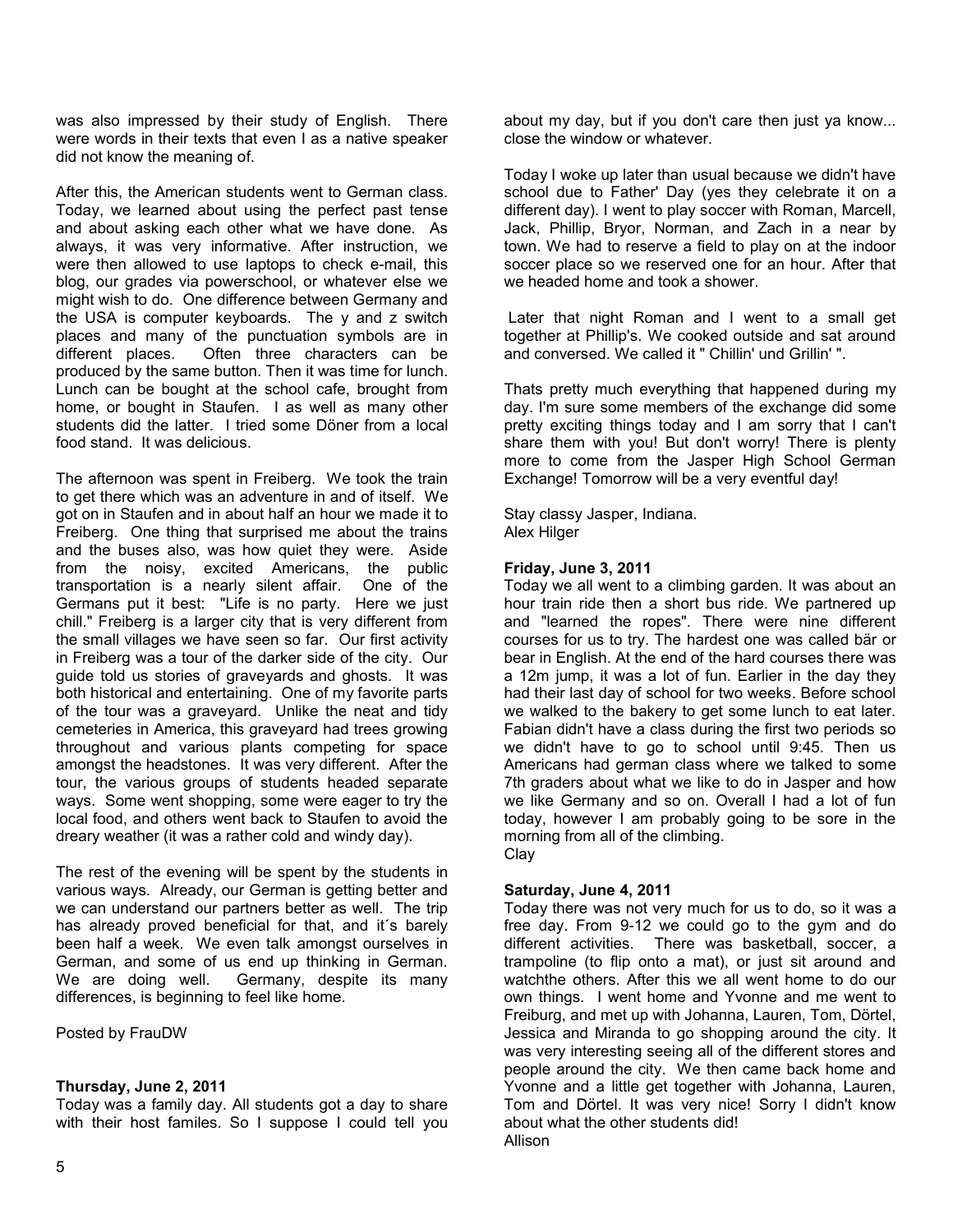was also impressed by their study of English. There were words in their texts that even I as a native speaker did not know the meaning of.

After this, the American students went to German class. Today, we learned about using the perfect past tense and about asking each other what we have done. As always, it was very informative. After instruction, we were then allowed to use laptops to check e-mail, this blog, our grades via powerschool, or whatever else we might wish to do. One difference between Germany and the USA is computer keyboards. The y and z switch places and many of the punctuation symbols are in different places. Often three characters can be produced by the same button. Then it was time for lunch. Lunch can be bought at the school cafe, brought from home, or bought in Staufen. I as well as many other students did the latter. I tried some Döner from a local food stand. It was delicious.

The afternoon was spent in Freiberg. We took the train to get there which was an adventure in and of itself. We got on in Staufen and in about half an hour we made it to Freiberg. One thing that surprised me about the trains and the buses also, was how quiet they were. Aside from the noisy, excited Americans, the public transportation is a nearly silent affair. One of the Germans put it best: "Life is no party. Here we just chill." Freiberg is a larger city that is very different from the small villages we have seen so far. Our first activity in Freiberg was a tour of the darker side of the city. Our guide told us stories of graveyards and ghosts. It was both historical and entertaining. One of my favorite parts of the tour was a graveyard. Unlike the neat and tidy cemeteries in America, this graveyard had trees growing throughout and various plants competing for space amongst the headstones. It was very different. After the tour, the various groups of students headed separate ways. Some went shopping, some were eager to try the local food, and others went back to Staufen to avoid the dreary weather (it was a rather cold and windy day).

The rest of the evening will be spent by the students in various ways. Already, our German is getting better and we can understand our partners better as well. The trip has already proved beneficial for that, and it´s barely been half a week. We even talk amongst ourselves in German, and some of us end up thinking in German. We are doing well. Germany, despite its many differences, is beginning to feel like home.

Posted by FrauDW

**Thursday, June 2, 2011**

Today was a family day. All students got a day to share with their host familes. So I suppose I could tell you about my day, but if you don't care then just ya know... close the window or whatever.

Today I woke up later than usual because we didn't have school due to Father' Day (yes they celebrate it on a different day). I went to play soccer with Roman, Marcell, Jack, Phillip, Bryor, Norman, and Zach in a near by town. We had to reserve a field to play on at the indoor soccer place so we reserved one for an hour. After that we headed home and took a shower.

Later that night Roman and I went to a small get together at Phillip's. We cooked outside and sat around and conversed. We called it " Chillin' und Grillin' ".

Thats pretty much everything that happened during my day. I'm sure some members of the exchange did some pretty exciting things today and I am sorry that I can't share them with you! But don't worry! There is plenty more to come from the Jasper High School German Exchange! Tomorrow will be a very eventful day!

Stay classy Jasper, Indiana.
Alex Hilger

**Friday, June 3, 2011**

Today we all went to a climbing garden. It was about an hour train ride then a short bus ride. We partnered up and "learned the ropes". There were nine different courses for us to try. The hardest one was called bär or bear in English. At the end of the hard courses there was a 12m jump, it was a lot of fun. Earlier in the day they had their last day of school for two weeks. Before school we walked to the bakery to get some lunch to eat later. Fabian didn't have a class during the first two periods so we didn't have to go to school until 9:45. Then us Americans had german class where we talked to some 7th graders about what we like to do in Jasper and how we like Germany and so on. Overall I had a lot of fun today, however I am probably going to be sore in the morning from all of the climbing.
Clay

**Saturday, June 4, 2011**

Today there was not very much for us to do, so it was a free day. From 9-12 we could go to the gym and do different activities. There was basketball, soccer, a trampoline (to flip onto a mat), or just sit around and watchthe others. After this we all went home to do our own things. I went home and Yvonne and me went to Freiburg, and met up with Johanna, Lauren, Tom, Dörtel, Jessica and Miranda to go shopping around the city. It was very interesting seeing all of the different stores and people around the city. We then came back home and Yvonne and a little get together with Johanna, Lauren, Tom and Dörtel. It was very nice! Sorry I didn't know about what the other students did!
Allison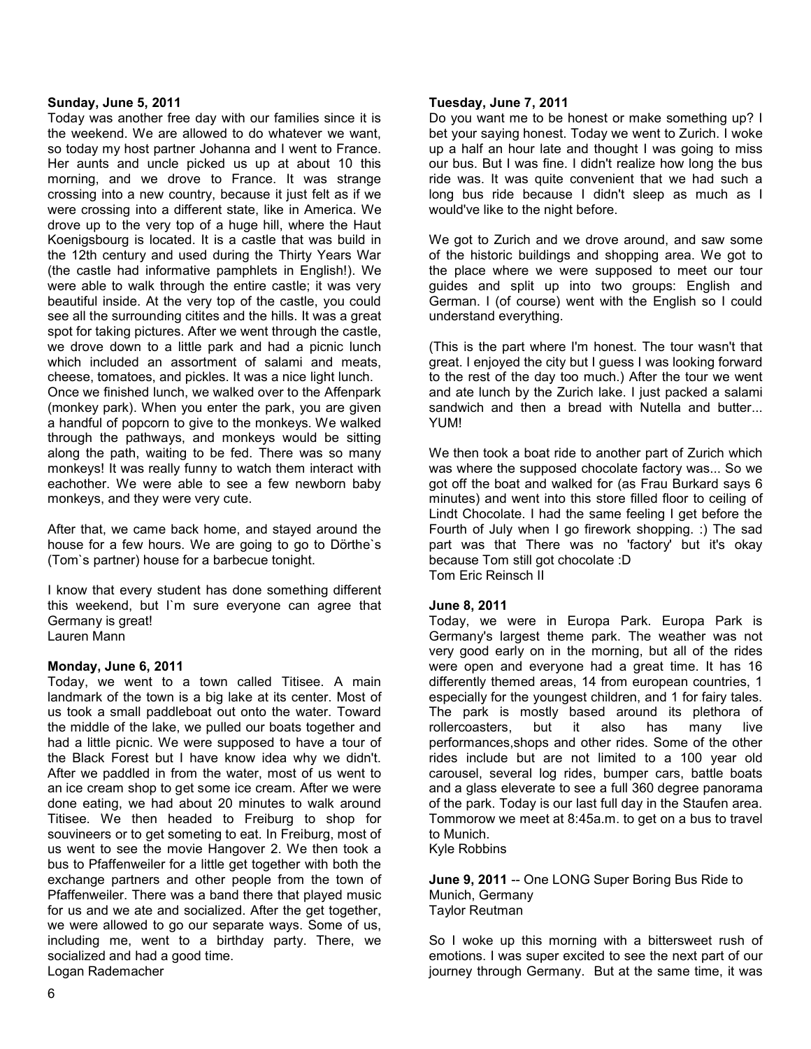**Sunday, June 5, 2011**
Today was another free day with our families since it is the weekend. We are allowed to do whatever we want, so today my host partner Johanna and I went to France. Her aunts and uncle picked us up at about 10 this morning, and we drove to France. It was strange crossing into a new country, because it just felt as if we were crossing into a different state, like in America. We drove up to the very top of a huge hill, where the Haut Koenigsbourg is located. It is a castle that was build in the 12th century and used during the Thirty Years War (the castle had informative pamphlets in English!). We were able to walk through the entire castle; it was very beautiful inside. At the very top of the castle, you could see all the surrounding citites and the hills. It was a great spot for taking pictures. After we went through the castle, we drove down to a little park and had a picnic lunch which included an assortment of salami and meats, cheese, tomatoes, and pickles. It was a nice light lunch. Once we finished lunch, we walked over to the Affenpark (monkey park). When you enter the park, you are given a handful of popcorn to give to the monkeys. We walked through the pathways, and monkeys would be sitting along the path, waiting to be fed. There was so many monkeys! It was really funny to watch them interact with eachother. We were able to see a few newborn baby monkeys, and they were very cute.

After that, we came back home, and stayed around the house for a few hours. We are going to go to Dörthe`s (Tom`s partner) house for a barbecue tonight.

I know that every student has done something different this weekend, but I`m sure everyone can agree that Germany is great!
Lauren Mann

**Monday, June 6, 2011**
Today, we went to a town called Titisee. A main landmark of the town is a big lake at its center. Most of us took a small paddleboat out onto the water. Toward the middle of the lake, we pulled our boats together and had a little picnic. We were supposed to have a tour of the Black Forest but I have know idea why we didn't. After we paddled in from the water, most of us went to an ice cream shop to get some ice cream. After we were done eating, we had about 20 minutes to walk around Titisee. We then headed to Freiburg to shop for souvineers or to get someting to eat. In Freiburg, most of us went to see the movie Hangover 2. We then took a bus to Pfaffenweiler for a little get together with both the exchange partners and other people from the town of Pfaffenweiler. There was a band there that played music for us and we ate and socialized. After the get together, we were allowed to go our separate ways. Some of us, including me, went to a birthday party. There, we socialized and had a good time.
Logan Rademacher

**Tuesday, June 7, 2011**
Do you want me to be honest or make something up? I bet your saying honest. Today we went to Zurich. I woke up a half an hour late and thought I was going to miss our bus. But I was fine. I didn't realize how long the bus ride was. It was quite convenient that we had such a long bus ride because I didn't sleep as much as I would've like to the night before.

We got to Zurich and we drove around, and saw some of the historic buildings and shopping area. We got to the place where we were supposed to meet our tour guides and split up into two groups: English and German. I (of course) went with the English so I could understand everything.

(This is the part where I'm honest. The tour wasn't that great. I enjoyed the city but I guess I was looking forward to the rest of the day too much.) After the tour we went and ate lunch by the Zurich lake. I just packed a salami sandwich and then a bread with Nutella and butter... YUM!

We then took a boat ride to another part of Zurich which was where the supposed chocolate factory was... So we got off the boat and walked for (as Frau Burkard says 6 minutes) and went into this store filled floor to ceiling of Lindt Chocolate. I had the same feeling I get before the Fourth of July when I go firework shopping. :) The sad part was that There was no 'factory' but it's okay because Tom still got chocolate :D
Tom Eric Reinsch II

**June 8, 2011**
Today, we were in Europa Park. Europa Park is Germany's largest theme park. The weather was not very good early on in the morning, but all of the rides were open and everyone had a great time. It has 16 differently themed areas, 14 from european countries, 1 especially for the youngest children, and 1 for fairy tales. The park is mostly based around its plethora of rollercoasters, but it also has many live performances,shops and other rides. Some of the other rides include but are not limited to a 100 year old carousel, several log rides, bumper cars, battle boats and a glass eleverate to see a full 360 degree panorama of the park. Today is our last full day in the Staufen area. Tommorow we meet at 8:45a.m. to get on a bus to travel to Munich.
Kyle Robbins

**June 9, 2011** -- One LONG Super Boring Bus Ride to Munich, Germany
Taylor Reutman

So I woke up this morning with a bittersweet rush of emotions. I was super excited to see the next part of our journey through Germany. But at the same time, it was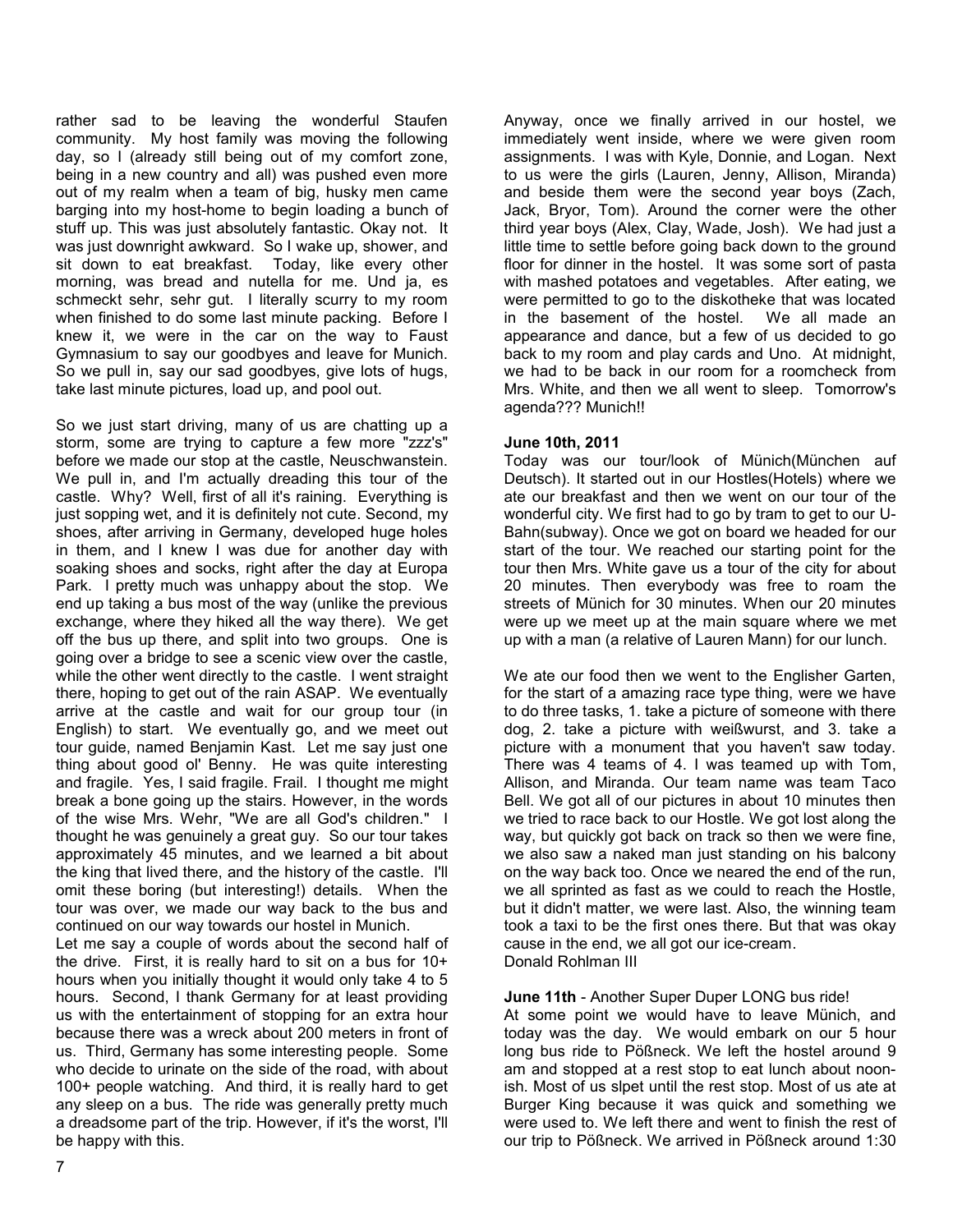rather sad to be leaving the wonderful Staufen community. My host family was moving the following day, so I (already still being out of my comfort zone, being in a new country and all) was pushed even more out of my realm when a team of big, husky men came barging into my host-home to begin loading a bunch of stuff up. This was just absolutely fantastic. Okay not. It was just downright awkward. So I wake up, shower, and sit down to eat breakfast. Today, like every other morning, was bread and nutella for me. Und ja, es schmeckt sehr, sehr gut. I literally scurry to my room when finished to do some last minute packing. Before I knew it, we were in the car on the way to Faust Gymnasium to say our goodbyes and leave for Munich. So we pull in, say our sad goodbyes, give lots of hugs, take last minute pictures, load up, and pool out.

So we just start driving, many of us are chatting up a storm, some are trying to capture a few more "zzz's" before we made our stop at the castle, Neuschwanstein. We pull in, and I'm actually dreading this tour of the castle. Why? Well, first of all it's raining. Everything is just sopping wet, and it is definitely not cute. Second, my shoes, after arriving in Germany, developed huge holes in them, and I knew I was due for another day with soaking shoes and socks, right after the day at Europa Park. I pretty much was unhappy about the stop. We end up taking a bus most of the way (unlike the previous exchange, where they hiked all the way there). We get off the bus up there, and split into two groups. One is going over a bridge to see a scenic view over the castle, while the other went directly to the castle. I went straight there, hoping to get out of the rain ASAP. We eventually arrive at the castle and wait for our group tour (in English) to start. We eventually go, and we meet out tour guide, named Benjamin Kast. Let me say just one thing about good ol' Benny. He was quite interesting and fragile. Yes, I said fragile. Frail. I thought me might break a bone going up the stairs. However, in the words of the wise Mrs. Wehr, "We are all God's children." I thought he was genuinely a great guy. So our tour takes approximately 45 minutes, and we learned a bit about the king that lived there, and the history of the castle. I'll omit these boring (but interesting!) details. When the tour was over, we made our way back to the bus and continued on our way towards our hostel in Munich.

Let me say a couple of words about the second half of the drive. First, it is really hard to sit on a bus for 10+ hours when you initially thought it would only take 4 to 5 hours. Second, I thank Germany for at least providing us with the entertainment of stopping for an extra hour because there was a wreck about 200 meters in front of us. Third, Germany has some interesting people. Some who decide to urinate on the side of the road, with about 100+ people watching. And third, it is really hard to get any sleep on a bus. The ride was generally pretty much a dreadsome part of the trip. However, if it's the worst, I'll be happy with this.

Anyway, once we finally arrived in our hostel, we immediately went inside, where we were given room assignments. I was with Kyle, Donnie, and Logan. Next to us were the girls (Lauren, Jenny, Allison, Miranda) and beside them were the second year boys (Zach, Jack, Bryor, Tom). Around the corner were the other third year boys (Alex, Clay, Wade, Josh). We had just a little time to settle before going back down to the ground floor for dinner in the hostel. It was some sort of pasta with mashed potatoes and vegetables. After eating, we were permitted to go to the diskotheke that was located in the basement of the hostel. We all made an appearance and dance, but a few of us decided to go back to my room and play cards and Uno. At midnight, we had to be back in our room for a roomcheck from Mrs. White, and then we all went to sleep. Tomorrow's agenda??? Munich!!

**June 10th, 2011**

Today was our tour/look of Münich(München auf Deutsch). It started out in our Hostles(Hotels) where we ate our breakfast and then we went on our tour of the wonderful city. We first had to go by tram to get to our U-Bahn(subway). Once we got on board we headed for our start of the tour. We reached our starting point for the tour then Mrs. White gave us a tour of the city for about 20 minutes. Then everybody was free to roam the streets of Münich for 30 minutes. When our 20 minutes were up we meet up at the main square where we met up with a man (a relative of Lauren Mann) for our lunch.

We ate our food then we went to the Englisher Garten, for the start of a amazing race type thing, were we have to do three tasks, 1. take a picture of someone with there dog, 2. take a picture with weißwurst, and 3. take a picture with a monument that you haven't saw today. There was 4 teams of 4. I was teamed up with Tom, Allison, and Miranda. Our team name was team Taco Bell. We got all of our pictures in about 10 minutes then we tried to race back to our Hostle. We got lost along the way, but quickly got back on track so then we were fine, we also saw a naked man just standing on his balcony on the way back too. Once we neared the end of the run, we all sprinted as fast as we could to reach the Hostle, but it didn't matter, we were last. Also, the winning team took a taxi to be the first ones there. But that was okay cause in the end, we all got our ice-cream.

Donald Rohlman III

**June 11th** - Another Super Duper LONG bus ride!

At some point we would have to leave Münich, and today was the day. We would embark on our 5 hour long bus ride to Pößneck. We left the hostel around 9 am and stopped at a rest stop to eat lunch about noon-ish. Most of us slpet until the rest stop. Most of us ate at Burger King because it was quick and something we were used to. We left there and went to finish the rest of our trip to Pößneck. We arrived in Pößneck around 1:30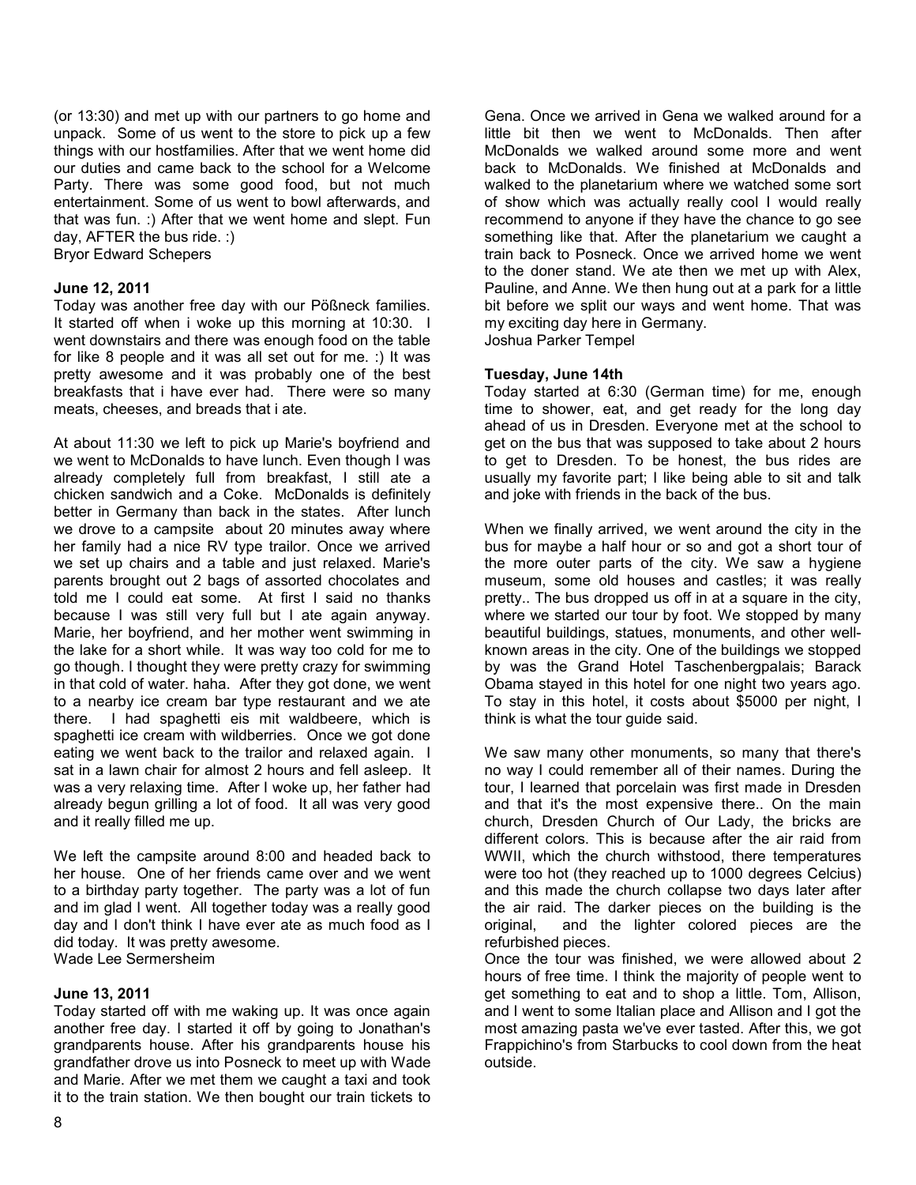(or 13:30) and met up with our partners to go home and unpack. Some of us went to the store to pick up a few things with our hostfamilies. After that we went home did our duties and came back to the school for a Welcome Party. There was some good food, but not much entertainment. Some of us went to bowl afterwards, and that was fun. :) After that we went home and slept. Fun day, AFTER the bus ride. :)
Bryor Edward Schepers

**June 12, 2011**
Today was another free day with our Pößneck families. It started off when i woke up this morning at 10:30. I went downstairs and there was enough food on the table for like 8 people and it was all set out for me. :) It was pretty awesome and it was probably one of the best breakfasts that i have ever had. There were so many meats, cheeses, and breads that i ate.

At about 11:30 we left to pick up Marie's boyfriend and we went to McDonalds to have lunch. Even though I was already completely full from breakfast, I still ate a chicken sandwich and a Coke. McDonalds is definitely better in Germany than back in the states. After lunch we drove to a campsite about 20 minutes away where her family had a nice RV type trailor. Once we arrived we set up chairs and a table and just relaxed. Marie's parents brought out 2 bags of assorted chocolates and told me I could eat some. At first I said no thanks because I was still very full but I ate again anyway. Marie, her boyfriend, and her mother went swimming in the lake for a short while. It was way too cold for me to go though. I thought they were pretty crazy for swimming in that cold of water. haha. After they got done, we went to a nearby ice cream bar type restaurant and we ate there. I had spaghetti eis mit waldbeere, which is spaghetti ice cream with wildberries. Once we got done eating we went back to the trailor and relaxed again. I sat in a lawn chair for almost 2 hours and fell asleep. It was a very relaxing time. After I woke up, her father had already begun grilling a lot of food. It all was very good and it really filled me up.

We left the campsite around 8:00 and headed back to her house. One of her friends came over and we went to a birthday party together. The party was a lot of fun and im glad I went. All together today was a really good day and I don't think I have ever ate as much food as I did today. It was pretty awesome.
Wade Lee Sermersheim

**June 13, 2011**
Today started off with me waking up. It was once again another free day. I started it off by going to Jonathan's grandparents house. After his grandparents house his grandfather drove us into Posneck to meet up with Wade and Marie. After we met them we caught a taxi and took it to the train station. We then bought our train tickets to Gena. Once we arrived in Gena we walked around for a little bit then we went to McDonalds. Then after McDonalds we walked around some more and went back to McDonalds. We finished at McDonalds and walked to the planetarium where we watched some sort of show which was actually really cool I would really recommend to anyone if they have the chance to go see something like that. After the planetarium we caught a train back to Posneck. Once we arrived home we went to the doner stand. We ate then we met up with Alex, Pauline, and Anne. We then hung out at a park for a little bit before we split our ways and went home. That was my exciting day here in Germany.
Joshua Parker Tempel

**Tuesday, June 14th**
Today started at 6:30 (German time) for me, enough time to shower, eat, and get ready for the long day ahead of us in Dresden. Everyone met at the school to get on the bus that was supposed to take about 2 hours to get to Dresden. To be honest, the bus rides are usually my favorite part; I like being able to sit and talk and joke with friends in the back of the bus.

When we finally arrived, we went around the city in the bus for maybe a half hour or so and got a short tour of the more outer parts of the city. We saw a hygiene museum, some old houses and castles; it was really pretty.. The bus dropped us off in at a square in the city, where we started our tour by foot. We stopped by many beautiful buildings, statues, monuments, and other well-known areas in the city. One of the buildings we stopped by was the Grand Hotel Taschenbergpalais; Barack Obama stayed in this hotel for one night two years ago. To stay in this hotel, it costs about $5000 per night, I think is what the tour guide said.

We saw many other monuments, so many that there's no way I could remember all of their names. During the tour, I learned that porcelain was first made in Dresden and that it's the most expensive there.. On the main church, Dresden Church of Our Lady, the bricks are different colors. This is because after the air raid from WWII, which the church withstood, there temperatures were too hot (they reached up to 1000 degrees Celcius) and this made the church collapse two days later after the air raid. The darker pieces on the building is the original, and the lighter colored pieces are the refurbished pieces.

Once the tour was finished, we were allowed about 2 hours of free time. I think the majority of people went to get something to eat and to shop a little. Tom, Allison, and I went to some Italian place and Allison and I got the most amazing pasta we've ever tasted. After this, we got Frappichino's from Starbucks to cool down from the heat outside.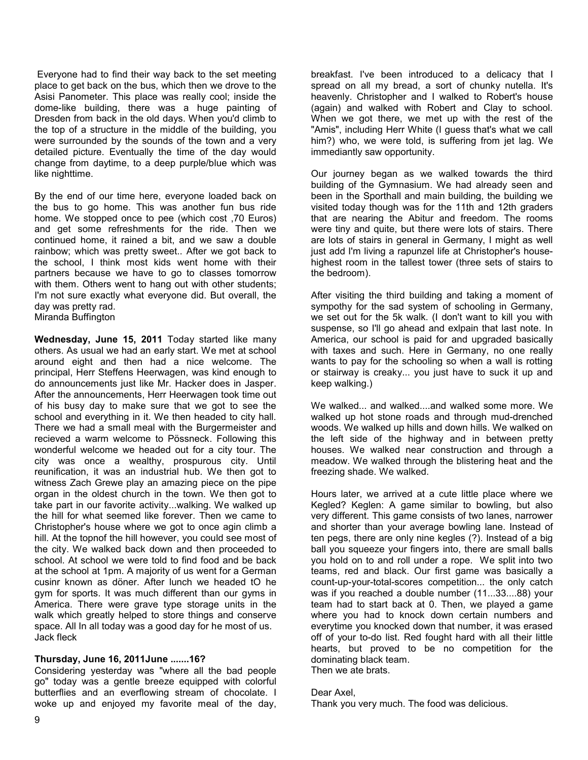Everyone had to find their way back to the set meeting place to get back on the bus, which then we drove to the Asisi Panometer. This place was really cool; inside the dome-like building, there was a huge painting of Dresden from back in the old days. When you'd climb to the top of a structure in the middle of the building, you were surrounded by the sounds of the town and a very detailed picture. Eventually the time of the day would change from daytime, to a deep purple/blue which was like nighttime.

By the end of our time here, everyone loaded back on the bus to go home. This was another fun bus ride home. We stopped once to pee (which cost ,70 Euros) and get some refreshments for the ride. Then we continued home, it rained a bit, and we saw a double rainbow; which was pretty sweet.. After we got back to the school, I think most kids went home with their partners because we have to go to classes tomorrow with them. Others went to hang out with other students; I'm not sure exactly what everyone did. But overall, the day was pretty rad.
Miranda Buffington

**Wednesday, June 15, 2011** Today started like many others. As usual we had an early start. We met at school around eight and then had a nice welcome. The principal, Herr Steffens Heerwagen, was kind enough to do announcements just like Mr. Hacker does in Jasper. After the announcements, Herr Heerwagen took time out of his busy day to make sure that we got to see the school and everything in it. We then headed to city hall. There we had a small meal with the Burgermeister and recieved a warm welcome to Pössneck. Following this wonderful welcome we headed out for a city tour. The city was once a wealthy, prospurous city. Until reunification, it was an industrial hub. We then got to witness Zach Grewe play an amazing piece on the pipe organ in the oldest church in the town. We then got to take part in our favorite activity...walking. We walked up the hill for what seemed like forever. Then we came to Christopher's house where we got to once agin climb a hill. At the topnof the hill however, you could see most of the city. We walked back down and then proceeded to school. At school we were told to find food and be back at the school at 1pm. A majority of us went for a German cusinr known as döner. After lunch we headed tO he gym for sports. It was much different than our gyms in America. There were grave type storage units in the walk which greatly helped to store things and conserve space. All In all today was a good day for he most of us.
Jack fleck

**Thursday, June 16, 2011June .......16?**
Considering yesterday was "where all the bad people go" today was a gentle breeze equipped with colorful butterflies and an everflowing stream of chocolate. I woke up and enjoyed my favorite meal of the day, breakfast. I've been introduced to a delicacy that I spread on all my bread, a sort of chunky nutella. It's heavenly. Christopher and I walked to Robert's house (again) and walked with Robert and Clay to school. When we got there, we met up with the rest of the "Amis", including Herr White (I guess that's what we call him?) who, we were told, is suffering from jet lag. We immediantly saw opportunity.

Our journey began as we walked towards the third building of the Gymnasium. We had already seen and been in the Sporthall and main building, the building we visited today though was for the 11th and 12th graders that are nearing the Abitur and freedom. The rooms were tiny and quite, but there were lots of stairs. There are lots of stairs in general in Germany, I might as well just add I'm living a rapunzel life at Christopher's house- highest room in the tallest tower (three sets of stairs to the bedroom).

After visiting the third building and taking a moment of sympothy for the sad system of schooling in Germany, we set out for the 5k walk. (I don't want to kill you with suspense, so I'll go ahead and exlpain that last note. In America, our school is paid for and upgraded basically with taxes and such. Here in Germany, no one really wants to pay for the schooling so when a wall is rotting or stairway is creaky... you just have to suck it up and keep walking.)

We walked... and walked....and walked some more. We walked up hot stone roads and through mud-drenched woods. We walked up hills and down hills. We walked on the left side of the highway and in between pretty houses. We walked near construction and through a meadow. We walked through the blistering heat and the freezing shade. We walked.

Hours later, we arrived at a cute little place where we Kegled? Keglen: A game similar to bowling, but also very different. This game consists of two lanes, narrower and shorter than your average bowling lane. Instead of ten pegs, there are only nine kegles (?). Instead of a big ball you squeeze your fingers into, there are small balls you hold on to and roll under a rope. We split into two teams, red and black. Our first game was basically a count-up-your-total-scores competition... the only catch was if you reached a double number (11...33....88) your team had to start back at 0. Then, we played a game where you had to knock down certain numbers and everytime you knocked down that number, it was erased off of your to-do list. Red fought hard with all their little hearts, but proved to be no competition for the dominating black team.
Then we ate brats.

Dear Axel,
Thank you very much. The food was delicious.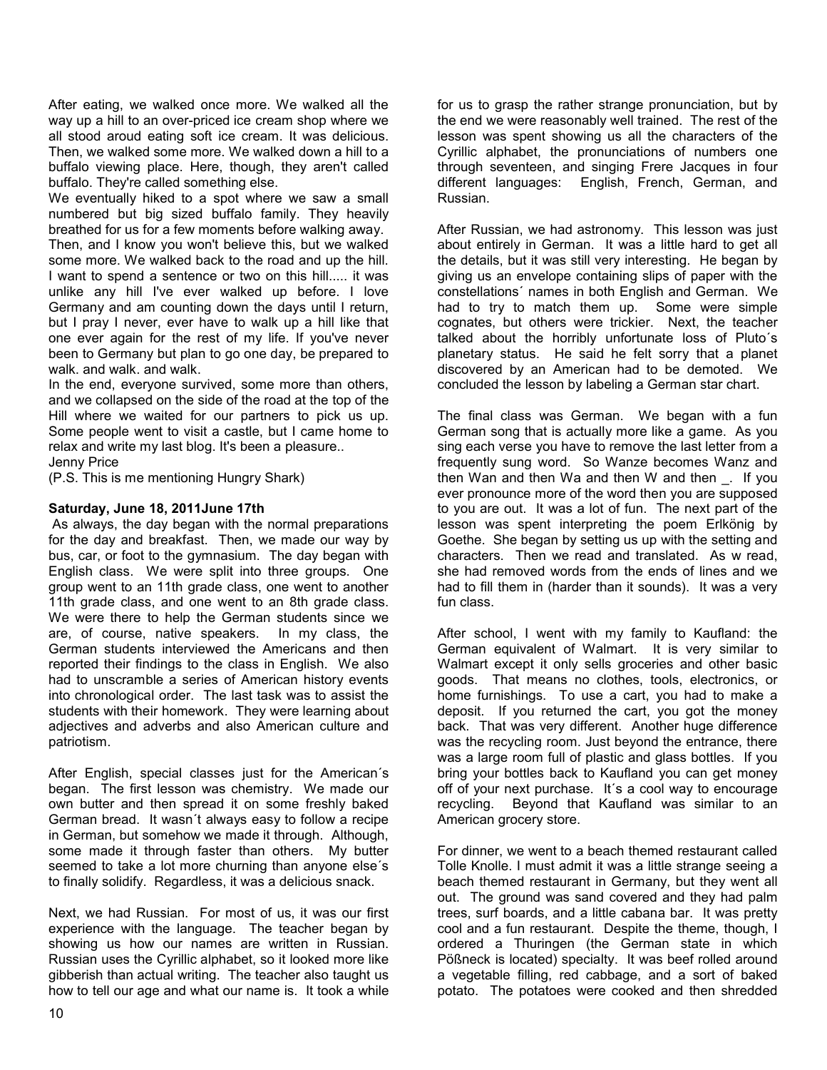After eating, we walked once more. We walked all the way up a hill to an over-priced ice cream shop where we all stood aroud eating soft ice cream. It was delicious. Then, we walked some more. We walked down a hill to a buffalo viewing place. Here, though, they aren't called buffalo. They're called something else.

We eventually hiked to a spot where we saw a small numbered but big sized buffalo family. They heavily breathed for us for a few moments before walking away.

Then, and I know you won't believe this, but we walked some more. We walked back to the road and up the hill. I want to spend a sentence or two on this hill..... it was unlike any hill I've ever walked up before. I love Germany and am counting down the days until I return, but I pray I never, ever have to walk up a hill like that one ever again for the rest of my life. If you've never been to Germany but plan to go one day, be prepared to walk. and walk. and walk.

In the end, everyone survived, some more than others, and we collapsed on the side of the road at the top of the Hill where we waited for our partners to pick us up. Some people went to visit a castle, but I came home to relax and write my last blog. It's been a pleasure..

Jenny Price

(P.S. This is me mentioning Hungry Shark)

**Saturday, June 18, 2011June 17th**

As always, the day began with the normal preparations for the day and breakfast. Then, we made our way by bus, car, or foot to the gymnasium. The day began with English class. We were split into three groups. One group went to an 11th grade class, one went to another 11th grade class, and one went to an 8th grade class. We were there to help the German students since we are, of course, native speakers. In my class, the German students interviewed the Americans and then reported their findings to the class in English. We also had to unscramble a series of American history events into chronological order. The last task was to assist the students with their homework. They were learning about adjectives and adverbs and also American culture and patriotism.

After English, special classes just for the American´s began. The first lesson was chemistry. We made our own butter and then spread it on some freshly baked German bread. It wasn´t always easy to follow a recipe in German, but somehow we made it through. Although, some made it through faster than others. My butter seemed to take a lot more churning than anyone else´s to finally solidify. Regardless, it was a delicious snack.

Next, we had Russian. For most of us, it was our first experience with the language. The teacher began by showing us how our names are written in Russian. Russian uses the Cyrillic alphabet, so it looked more like gibberish than actual writing. The teacher also taught us how to tell our age and what our name is. It took a while for us to grasp the rather strange pronunciation, but by the end we were reasonably well trained. The rest of the lesson was spent showing us all the characters of the Cyrillic alphabet, the pronunciations of numbers one through seventeen, and singing Frere Jacques in four different languages: English, French, German, and Russian.

After Russian, we had astronomy. This lesson was just about entirely in German. It was a little hard to get all the details, but it was still very interesting. He began by giving us an envelope containing slips of paper with the constellations´ names in both English and German. We had to try to match them up. Some were simple cognates, but others were trickier. Next, the teacher talked about the horribly unfortunate loss of Pluto´s planetary status. He said he felt sorry that a planet discovered by an American had to be demoted. We concluded the lesson by labeling a German star chart.

The final class was German. We began with a fun German song that is actually more like a game. As you sing each verse you have to remove the last letter from a frequently sung word. So Wanze becomes Wanz and then Wan and then Wa and then W and then _. If you ever pronounce more of the word then you are supposed to you are out. It was a lot of fun. The next part of the lesson was spent interpreting the poem Erlkönig by Goethe. She began by setting us up with the setting and characters. Then we read and translated. As w read, she had removed words from the ends of lines and we had to fill them in (harder than it sounds). It was a very fun class.

After school, I went with my family to Kaufland: the German equivalent of Walmart. It is very similar to Walmart except it only sells groceries and other basic goods. That means no clothes, tools, electronics, or home furnishings. To use a cart, you had to make a deposit. If you returned the cart, you got the money back. That was very different. Another huge difference was the recycling room. Just beyond the entrance, there was a large room full of plastic and glass bottles. If you bring your bottles back to Kaufland you can get money off of your next purchase. It´s a cool way to encourage recycling. Beyond that Kaufland was similar to an American grocery store.

For dinner, we went to a beach themed restaurant called Tolle Knolle. I must admit it was a little strange seeing a beach themed restaurant in Germany, but they went all out. The ground was sand covered and they had palm trees, surf boards, and a little cabana bar. It was pretty cool and a fun restaurant. Despite the theme, though, I ordered a Thuringen (the German state in which Pößneck is located) specialty. It was beef rolled around a vegetable filling, red cabbage, and a sort of baked potato. The potatoes were cooked and then shredded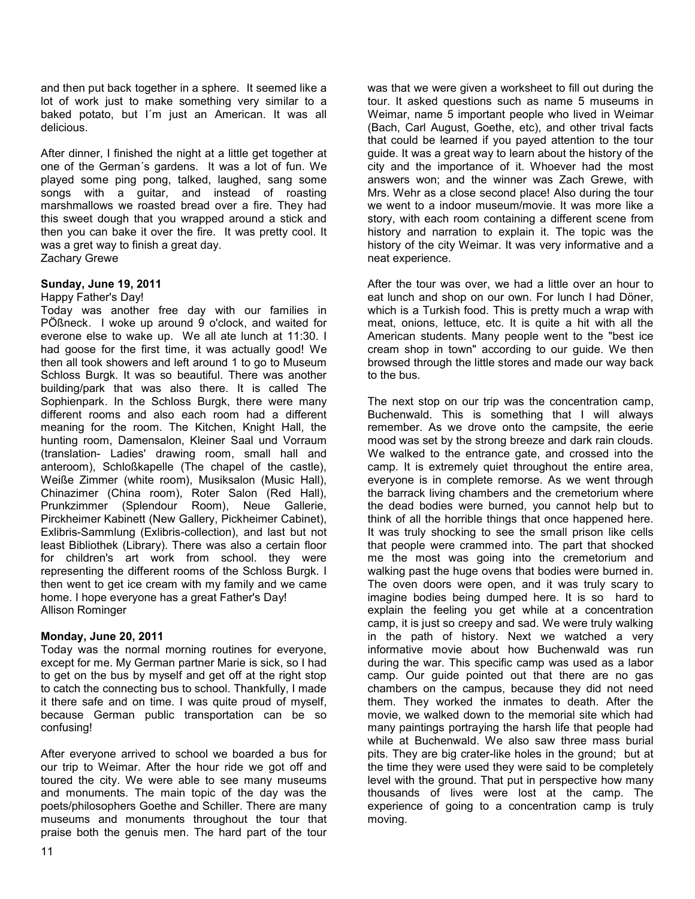and then put back together in a sphere. It seemed like a lot of work just to make something very similar to a baked potato, but I´m just an American. It was all delicious.

After dinner, I finished the night at a little get together at one of the German´s gardens. It was a lot of fun. We played some ping pong, talked, laughed, sang some songs with a guitar, and instead of roasting marshmallows we roasted bread over a fire. They had this sweet dough that you wrapped around a stick and then you can bake it over the fire. It was pretty cool. It was a gret way to finish a great day.
Zachary Grewe

**Sunday, June 19, 2011**

Happy Father's Day!
Today was another free day with our families in PÖßneck. I woke up around 9 o'clock, and waited for everone else to wake up. We all ate lunch at 11:30. I had goose for the first time, it was actually good! We then all took showers and left around 1 to go to Museum Schloss Burgk. It was so beautiful. There was another building/park that was also there. It is called The Sophienpark. In the Schloss Burgk, there were many different rooms and also each room had a different meaning for the room. The Kitchen, Knight Hall, the hunting room, Damensalon, Kleiner Saal und Vorraum (translation- Ladies' drawing room, small hall and anteroom), Schloßkapelle (The chapel of the castle), Weiße Zimmer (white room), Musiksalon (Music Hall), Chinazimer (China room), Roter Salon (Red Hall), Prunkzimmer (Splendour Room), Neue Gallerie, Pirckheimer Kabinett (New Gallery, Pickheimer Cabinet), Exlibris-Sammlung (Exlibris-collection), and last but not least Bibliothek (Library). There was also a certain floor for children's art work from school. they were representing the different rooms of the Schloss Burgk. I then went to get ice cream with my family and we came home. I hope everyone has a great Father's Day!
Allison Rominger

**Monday, June 20, 2011**

Today was the normal morning routines for everyone, except for me. My German partner Marie is sick, so I had to get on the bus by myself and get off at the right stop to catch the connecting bus to school. Thankfully, I made it there safe and on time. I was quite proud of myself, because German public transportation can be so confusing!

After everyone arrived to school we boarded a bus for our trip to Weimar. After the hour ride we got off and toured the city. We were able to see many museums and monuments. The main topic of the day was the poets/philosophers Goethe and Schiller. There are many museums and monuments throughout the tour that praise both the genuis men. The hard part of the tour was that we were given a worksheet to fill out during the tour. It asked questions such as name 5 museums in Weimar, name 5 important people who lived in Weimar (Bach, Carl August, Goethe, etc), and other trival facts that could be learned if you payed attention to the tour guide. It was a great way to learn about the history of the city and the importance of it. Whoever had the most answers won; and the winner was Zach Grewe, with Mrs. Wehr as a close second place! Also during the tour we went to a indoor museum/movie. It was more like a story, with each room containing a different scene from history and narration to explain it. The topic was the history of the city Weimar. It was very informative and a neat experience.

After the tour was over, we had a little over an hour to eat lunch and shop on our own. For lunch I had Döner, which is a Turkish food. This is pretty much a wrap with meat, onions, lettuce, etc. It is quite a hit with all the American students. Many people went to the "best ice cream shop in town" according to our guide. We then browsed through the little stores and made our way back to the bus.

The next stop on our trip was the concentration camp, Buchenwald. This is something that I will always remember. As we drove onto the campsite, the eerie mood was set by the strong breeze and dark rain clouds. We walked to the entrance gate, and crossed into the camp. It is extremely quiet throughout the entire area, everyone is in complete remorse. As we went through the barrack living chambers and the cremetorium where the dead bodies were burned, you cannot help but to think of all the horrible things that once happened here. It was truly shocking to see the small prison like cells that people were crammed into. The part that shocked me the most was going into the cremetorium and walking past the huge ovens that bodies were burned in. The oven doors were open, and it was truly scary to imagine bodies being dumped here. It is so hard to explain the feeling you get while at a concentration camp, it is just so creepy and sad. We were truly walking in the path of history. Next we watched a very informative movie about how Buchenwald was run during the war. This specific camp was used as a labor camp. Our guide pointed out that there are no gas chambers on the campus, because they did not need them. They worked the inmates to death. After the movie, we walked down to the memorial site which had many paintings portraying the harsh life that people had while at Buchenwald. We also saw three mass burial pits. They are big crater-like holes in the ground; but at the time they were used they were said to be completely level with the ground. That put in perspective how many thousands of lives were lost at the camp. The experience of going to a concentration camp is truly moving.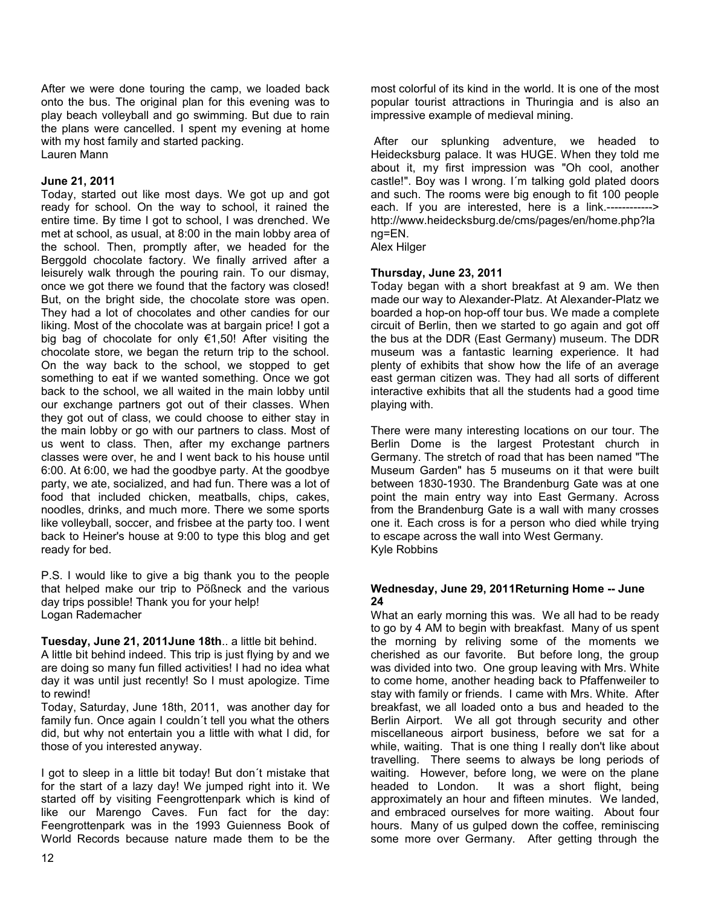After we were done touring the camp, we loaded back onto the bus. The original plan for this evening was to play beach volleyball and go swimming. But due to rain the plans were cancelled. I spent my evening at home with my host family and started packing.
Lauren Mann

**June 21, 2011**

Today, started out like most days. We got up and got ready for school. On the way to school, it rained the entire time. By time I got to school, I was drenched. We met at school, as usual, at 8:00 in the main lobby area of the school. Then, promptly after, we headed for the Berggold chocolate factory. We finally arrived after a leisurely walk through the pouring rain. To our dismay, once we got there we found that the factory was closed! But, on the bright side, the chocolate store was open. They had a lot of chocolates and other candies for our liking. Most of the chocolate was at bargain price! I got a big bag of chocolate for only €1,50! After visiting the chocolate store, we began the return trip to the school. On the way back to the school, we stopped to get something to eat if we wanted something. Once we got back to the school, we all waited in the main lobby until our exchange partners got out of their classes. When they got out of class, we could choose to either stay in the main lobby or go with our partners to class. Most of us went to class. Then, after my exchange partners classes were over, he and I went back to his house until 6:00. At 6:00, we had the goodbye party. At the goodbye party, we ate, socialized, and had fun. There was a lot of food that included chicken, meatballs, chips, cakes, noodles, drinks, and much more. There we some sports like volleyball, soccer, and frisbee at the party too. I went back to Heiner's house at 9:00 to type this blog and get ready for bed.

P.S. I would like to give a big thank you to the people that helped make our trip to Pößneck and the various day trips possible! Thank you for your help!
Logan Rademacher

**Tuesday, June 21, 2011June 18th**.. a little bit behind.

A little bit behind indeed. This trip is just flying by and we are doing so many fun filled activities! I had no idea what day it was until just recently! So I must apologize. Time to rewind!

Today, Saturday, June 18th, 2011, was another day for family fun. Once again I couldn´t tell you what the others did, but why not entertain you a little with what I did, for those of you interested anyway.

I got to sleep in a little bit today! But don´t mistake that for the start of a lazy day! We jumped right into it. We started off by visiting Feengrottenpark which is kind of like our Marengo Caves. Fun fact for the day: Feengrottenpark was in the 1993 Guienness Book of World Records because nature made them to be the most colorful of its kind in the world. It is one of the most popular tourist attractions in Thuringia and is also an impressive example of medieval mining.

After our splunking adventure, we headed to Heidecksburg palace. It was HUGE. When they told me about it, my first impression was "Oh cool, another castle!". Boy was I wrong. I´m talking gold plated doors and such. The rooms were big enough to fit 100 people each. If you are interested, here is a link.------------> http://www.heidecksburg.de/cms/pages/en/home.php?lang=EN.
Alex Hilger

**Thursday, June 23, 2011**

Today began with a short breakfast at 9 am. We then made our way to Alexander-Platz. At Alexander-Platz we boarded a hop-on hop-off tour bus. We made a complete circuit of Berlin, then we started to go again and got off the bus at the DDR (East Germany) museum. The DDR museum was a fantastic learning experience. It had plenty of exhibits that show how the life of an average east german citizen was. They had all sorts of different interactive exhibits that all the students had a good time playing with.

There were many interesting locations on our tour. The Berlin Dome is the largest Protestant church in Germany. The stretch of road that has been named "The Museum Garden" has 5 museums on it that were built between 1830-1930. The Brandenburg Gate was at one point the main entry way into East Germany. Across from the Brandenburg Gate is a wall with many crosses one it. Each cross is for a person who died while trying to escape across the wall into West Germany.
Kyle Robbins

**Wednesday, June 29, 2011Returning Home -- June 24**

What an early morning this was. We all had to be ready to go by 4 AM to begin with breakfast. Many of us spent the morning by reliving some of the moments we cherished as our favorite. But before long, the group was divided into two. One group leaving with Mrs. White to come home, another heading back to Pfaffenweiler to stay with family or friends. I came with Mrs. White. After breakfast, we all loaded onto a bus and headed to the Berlin Airport. We all got through security and other miscellaneous airport business, before we sat for a while, waiting. That is one thing I really don't like about travelling. There seems to always be long periods of waiting. However, before long, we were on the plane headed to London. It was a short flight, being approximately an hour and fifteen minutes. We landed, and embraced ourselves for more waiting. About four hours. Many of us gulped down the coffee, reminiscing some more over Germany. After getting through the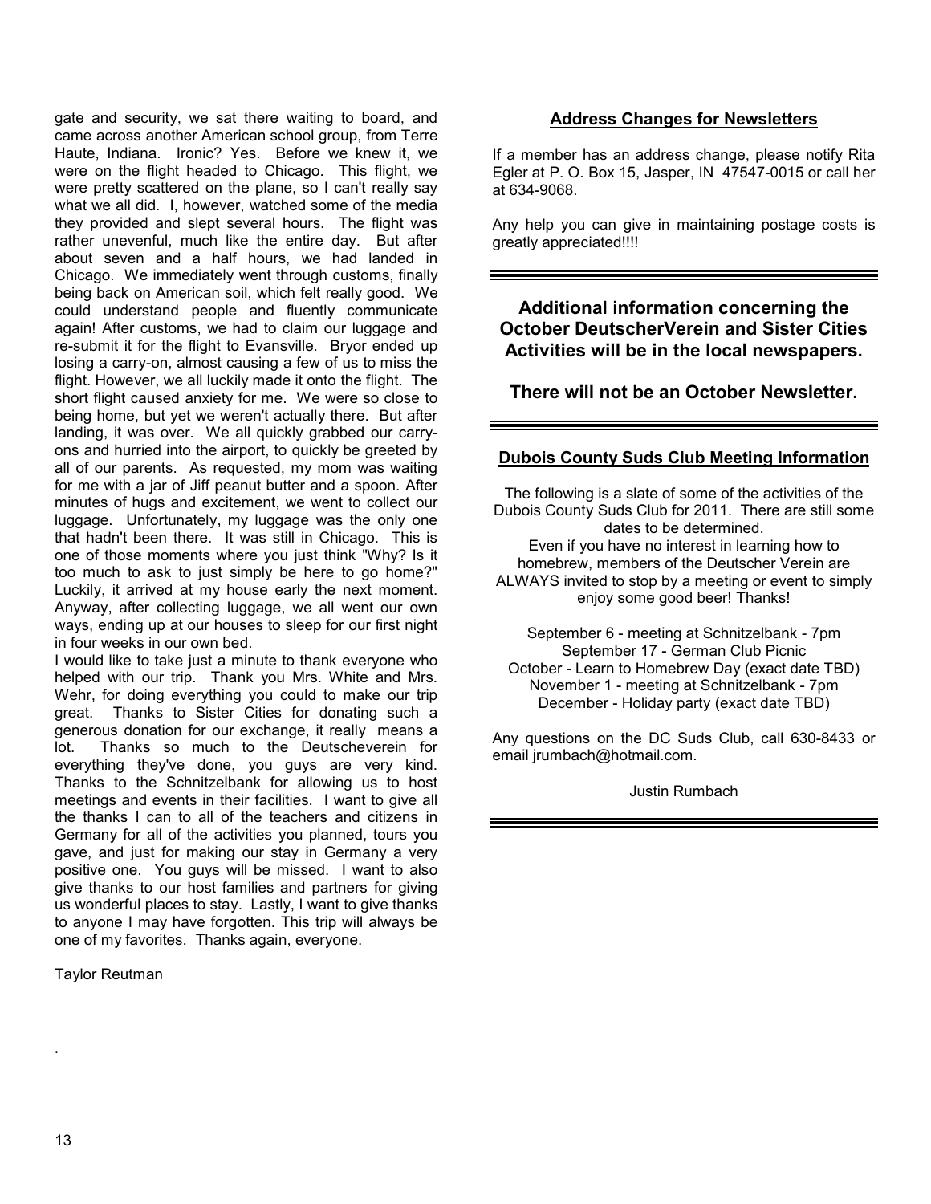gate and security, we sat there waiting to board, and came across another American school group, from Terre Haute, Indiana. Ironic? Yes. Before we knew it, we were on the flight headed to Chicago. This flight, we were pretty scattered on the plane, so I can't really say what we all did. I, however, watched some of the media they provided and slept several hours. The flight was rather uneventful, much like the entire day. But after about seven and a half hours, we had landed in Chicago. We immediately went through customs, finally being back on American soil, which felt really good. We could understand people and fluently communicate again! After customs, we had to claim our luggage and re-submit it for the flight to Evansville. Bryor ended up losing a carry-on, almost causing a few of us to miss the flight. However, we all luckily made it onto the flight. The short flight caused anxiety for me. We were so close to being home, but yet we weren't actually there. But after landing, it was over. We all quickly grabbed our carry-ons and hurried into the airport, to quickly be greeted by all of our parents. As requested, my mom was waiting for me with a jar of Jiff peanut butter and a spoon. After minutes of hugs and excitement, we went to collect our luggage. Unfortunately, my luggage was the only one that hadn't been there. It was still in Chicago. This is one of those moments where you just think "Why? Is it too much to ask to just simply be here to go home?" Luckily, it arrived at my house early the next moment. Anyway, after collecting luggage, we all went our own ways, ending up at our houses to sleep for our first night in four weeks in our own bed.

I would like to take just a minute to thank everyone who helped with our trip. Thank you Mrs. White and Mrs. Wehr, for doing everything you could to make our trip great. Thanks to Sister Cities for donating such a generous donation for our exchange, it really means a lot. Thanks so much to the Deutscheverein for everything they've done, you guys are very kind. Thanks to the Schnitzelbank for allowing us to host meetings and events in their facilities. I want to give all the thanks I can to all of the teachers and citizens in Germany for all of the activities you planned, tours you gave, and just for making our stay in Germany a very positive one. You guys will be missed. I want to also give thanks to our host families and partners for giving us wonderful places to stay. Lastly, I want to give thanks to anyone I may have forgotten. This trip will always be one of my favorites. Thanks again, everyone.

Taylor Reutman

.

## Address Changes for Newsletters

If a member has an address change, please notify Rita Egler at P. O. Box 15, Jasper, IN 47547-0015 or call her at 634-9068.

Any help you can give in maintaining postage costs is greatly appreciated!!!!

---

**Additional information concerning the October DeutscherVerein and Sister Cities Activities will be in the local newspapers.**

**There will not be an October Newsletter.**

---

## Dubois County Suds Club Meeting Information

The following is a slate of some of the activities of the Dubois County Suds Club for 2011. There are still some dates to be determined.
Even if you have no interest in learning how to homebrew, members of the Deutscher Verein are ALWAYS invited to stop by a meeting or event to simply enjoy some good beer! Thanks!

September 6 - meeting at Schnitzelbank - 7pm
September 17 - German Club Picnic
October - Learn to Homebrew Day (exact date TBD)
November 1 - meeting at Schnitzelbank - 7pm
December - Holiday party (exact date TBD)

Any questions on the DC Suds Club, call 630-8433 or email jrumbach@hotmail.com.

Justin Rumbach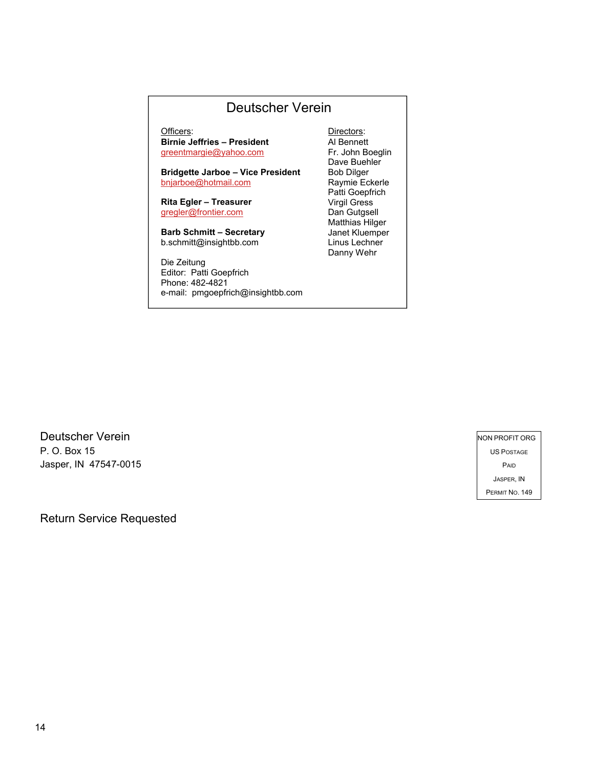## Deutscher Verein

Officers:

**Birnie Jeffries – President**
greentmargie@yahoo.com

**Bridgette Jarboe – Vice President**
bnjarboe@hotmail.com

**Rita Egler – Treasurer**
gregler@frontier.com

**Barb Schmitt – Secretary**
b.schmitt@insightbb.com

Die Zeitung
Editor: Patti Goepfrich
Phone: 482-4821
e-mail: pmgoepfrich@insightbb.com

Directors:
Al Bennett
Fr. John Boeglin
Dave Buehler
Bob Dilger
Raymie Eckerle
Patti Goepfrich
Virgil Gress
Dan Gutgsell
Matthias Hilger
Janet Kluemper
Linus Lechner
Danny Wehr

Deutscher Verein
P. O. Box 15
Jasper, IN 47547-0015

NON PROFIT ORG
US POSTAGE
PAID
JASPER, IN
PERMIT NO. 149

Return Service Requested